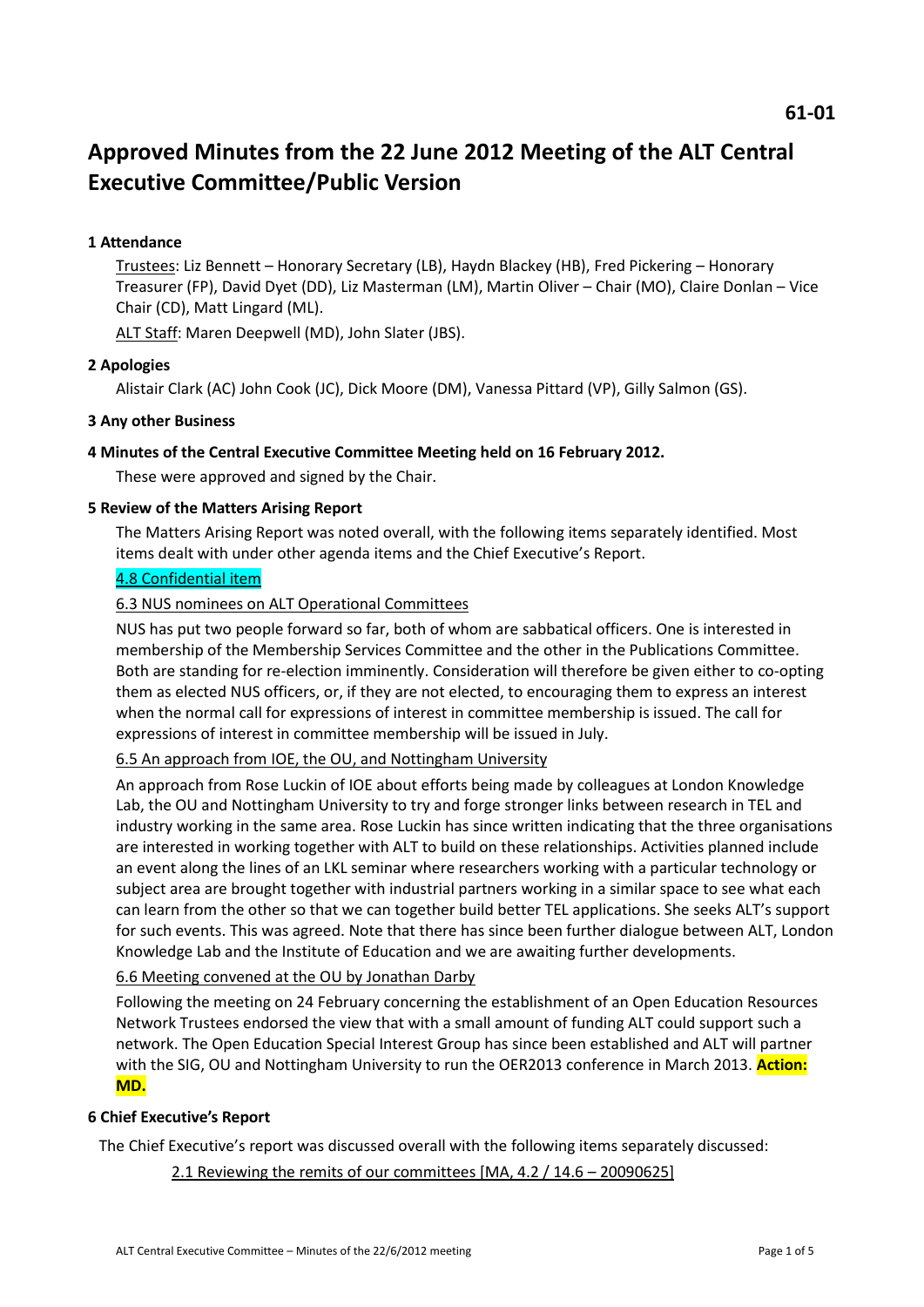61-01

# Approved Minutes from the 22 June 2012 Meeting of the ALT Central Executive Committee/Public Version

### 1 Attendance

Trustees: Liz Bennett – Honorary Secretary (LB), Haydn Blackey (HB), Fred Pickering – Honorary Treasurer (FP), David Dyet (DD), Liz Masterman (LM), Martin Oliver – Chair (MO), Claire Donlan – Vice Chair (CD), Matt Lingard (ML).

ALT Staff: Maren Deepwell (MD), John Slater (JBS).

### 2 Apologies

Alistair Clark (AC) John Cook (JC), Dick Moore (DM), Vanessa Pittard (VP), Gilly Salmon (GS).

### 3 Any other Business

### 4 Minutes of the Central Executive Committee Meeting held on 16 February 2012.

These were approved and signed by the Chair.

### 5 Review of the Matters Arising Report

The Matters Arising Report was noted overall, with the following items separately identified. Most items dealt with under other agenda items and the Chief Executive's Report.

4.8 Confidential item

6.3 NUS nominees on ALT Operational Committees

NUS has put two people forward so far, both of whom are sabbatical officers. One is interested in membership of the Membership Services Committee and the other in the Publications Committee. Both are standing for re-election imminently. Consideration will therefore be given either to co-opting them as elected NUS officers, or, if they are not elected, to encouraging them to express an interest when the normal call for expressions of interest in committee membership is issued. The call for expressions of interest in committee membership will be issued in July.

6.5 An approach from IOE, the OU, and Nottingham University

An approach from Rose Luckin of IOE about efforts being made by colleagues at London Knowledge Lab, the OU and Nottingham University to try and forge stronger links between research in TEL and industry working in the same area. Rose Luckin has since written indicating that the three organisations are interested in working together with ALT to build on these relationships. Activities planned include an event along the lines of an LKL seminar where researchers working with a particular technology or subject area are brought together with industrial partners working in a similar space to see what each can learn from the other so that we can together build better TEL applications. She seeks ALT's support for such events. This was agreed. Note that there has since been further dialogue between ALT, London Knowledge Lab and the Institute of Education and we are awaiting further developments.

6.6 Meeting convened at the OU by Jonathan Darby

Following the meeting on 24 February concerning the establishment of an Open Education Resources Network Trustees endorsed the view that with a small amount of funding ALT could support such a network. The Open Education Special Interest Group has since been established and ALT will partner with the SIG, OU and Nottingham University to run the OER2013 conference in March 2013. **Action: MD.**

### 6 Chief Executive's Report

The Chief Executive's report was discussed overall with the following items separately discussed:

2.1 Reviewing the remits of our committees [MA, 4.2 / 14.6 – 20090625]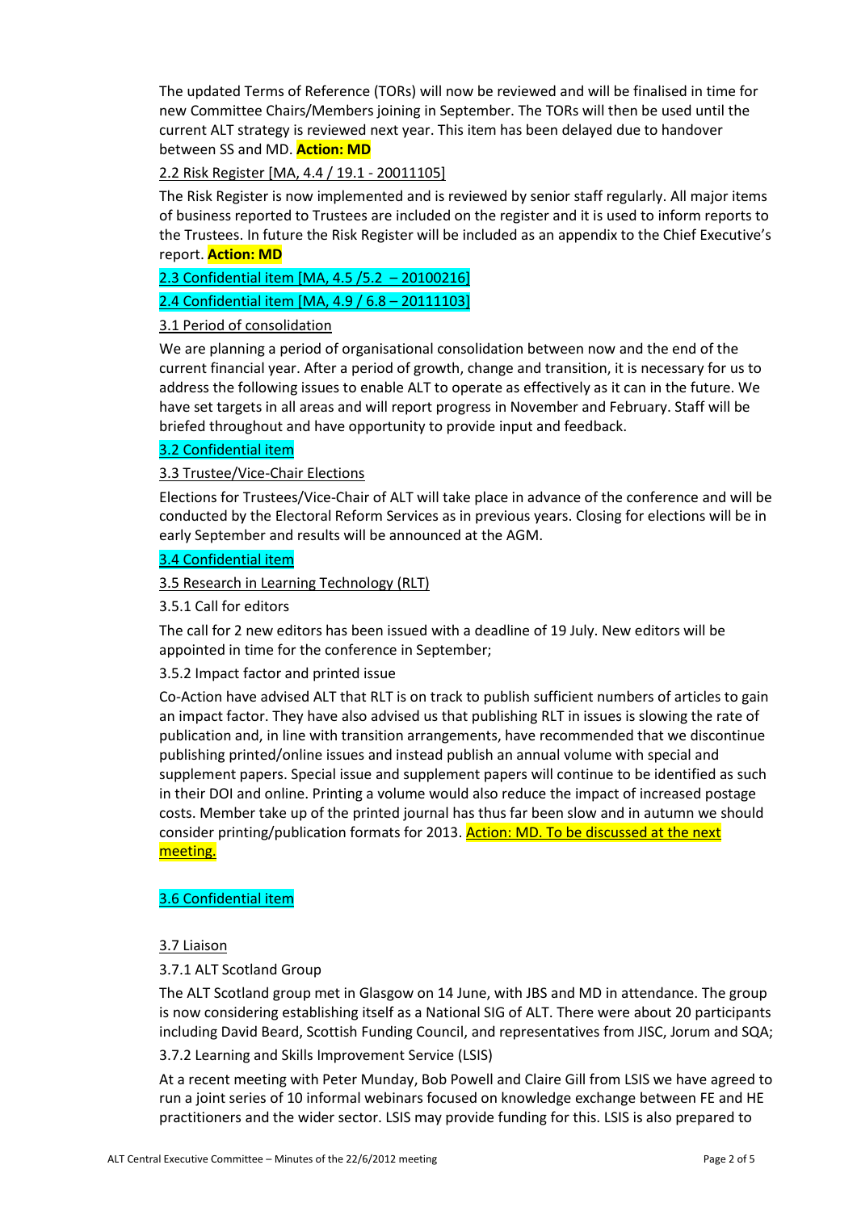The updated Terms of Reference (TORs) will now be reviewed and will be finalised in time for new Committee Chairs/Members joining in September. The TORs will then be used until the current ALT strategy is reviewed next year. This item has been delayed due to handover between SS and MD. **Action: MD**

2.2 Risk Register [MA, 4.4 / 19.1 - 20011105]

The Risk Register is now implemented and is reviewed by senior staff regularly. All major items of business reported to Trustees are included on the register and it is used to inform reports to the Trustees. In future the Risk Register will be included as an appendix to the Chief Executive's report. **Action: MD**

2.3 Confidential item [MA, 4.5 /5.2 – 20100216]

2.4 Confidential item [MA, 4.9 / 6.8 – 20111103]

3.1 Period of consolidation

We are planning a period of organisational consolidation between now and the end of the current financial year. After a period of growth, change and transition, it is necessary for us to address the following issues to enable ALT to operate as effectively as it can in the future. We have set targets in all areas and will report progress in November and February. Staff will be briefed throughout and have opportunity to provide input and feedback.

3.2 Confidential item

3.3 Trustee/Vice-Chair Elections

Elections for Trustees/Vice-Chair of ALT will take place in advance of the conference and will be conducted by the Electoral Reform Services as in previous years. Closing for elections will be in early September and results will be announced at the AGM.

3.4 Confidential item

3.5 Research in Learning Technology (RLT)

3.5.1 Call for editors

The call for 2 new editors has been issued with a deadline of 19 July. New editors will be appointed in time for the conference in September;

3.5.2 Impact factor and printed issue

Co-Action have advised ALT that RLT is on track to publish sufficient numbers of articles to gain an impact factor. They have also advised us that publishing RLT in issues is slowing the rate of publication and, in line with transition arrangements, have recommended that we discontinue publishing printed/online issues and instead publish an annual volume with special and supplement papers. Special issue and supplement papers will continue to be identified as such in their DOI and online. Printing a volume would also reduce the impact of increased postage costs. Member take up of the printed journal has thus far been slow and in autumn we should consider printing/publication formats for 2013. Action: MD. To be discussed at the next meeting.

3.6 Confidential item

3.7 Liaison

3.7.1 ALT Scotland Group

The ALT Scotland group met in Glasgow on 14 June, with JBS and MD in attendance. The group is now considering establishing itself as a National SIG of ALT. There were about 20 participants including David Beard, Scottish Funding Council, and representatives from JISC, Jorum and SQA;

3.7.2 Learning and Skills Improvement Service (LSIS)

At a recent meeting with Peter Munday, Bob Powell and Claire Gill from LSIS we have agreed to run a joint series of 10 informal webinars focused on knowledge exchange between FE and HE practitioners and the wider sector. LSIS may provide funding for this. LSIS is also prepared to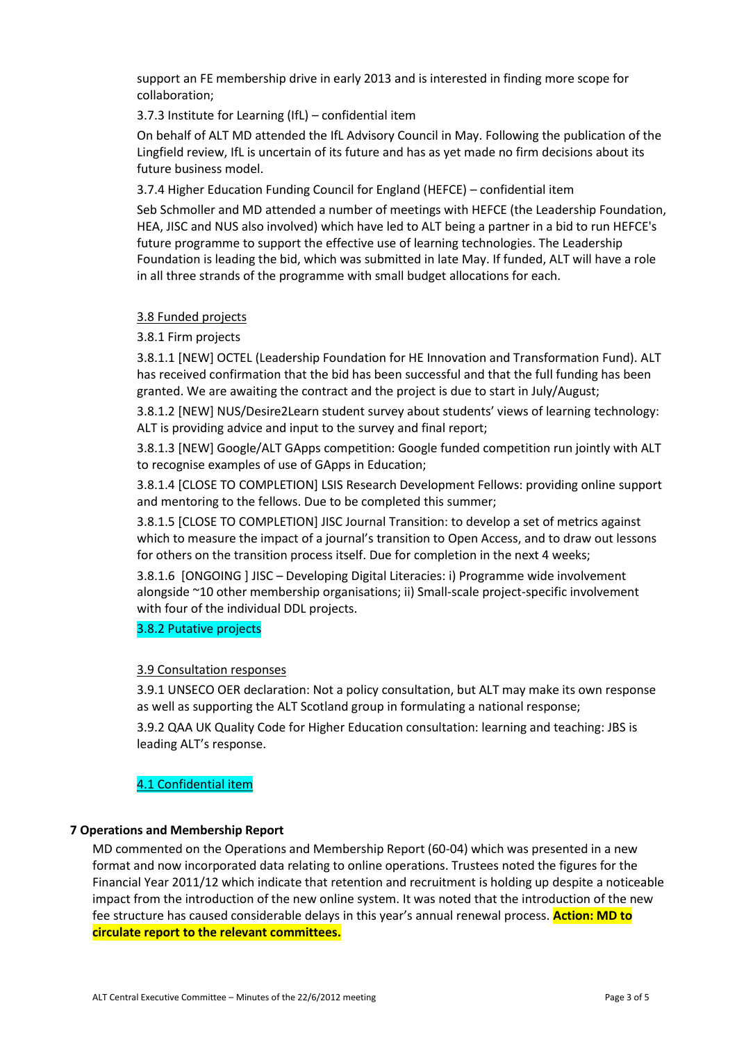support an FE membership drive in early 2013 and is interested in finding more scope for collaboration;

3.7.3 Institute for Learning (IfL) – confidential item

On behalf of ALT MD attended the IfL Advisory Council in May. Following the publication of the Lingfield review, IfL is uncertain of its future and has as yet made no firm decisions about its future business model.

3.7.4 Higher Education Funding Council for England (HEFCE) – confidential item

Seb Schmoller and MD attended a number of meetings with HEFCE (the Leadership Foundation, HEA, JISC and NUS also involved) which have led to ALT being a partner in a bid to run HEFCE's future programme to support the effective use of learning technologies. The Leadership Foundation is leading the bid, which was submitted in late May. If funded, ALT will have a role in all three strands of the programme with small budget allocations for each.

3.8 Funded projects

3.8.1 Firm projects

3.8.1.1 [NEW] OCTEL (Leadership Foundation for HE Innovation and Transformation Fund). ALT has received confirmation that the bid has been successful and that the full funding has been granted. We are awaiting the contract and the project is due to start in July/August;

3.8.1.2 [NEW] NUS/Desire2Learn student survey about students' views of learning technology: ALT is providing advice and input to the survey and final report;

3.8.1.3 [NEW] Google/ALT GApps competition: Google funded competition run jointly with ALT to recognise examples of use of GApps in Education;

3.8.1.4 [CLOSE TO COMPLETION] LSIS Research Development Fellows: providing online support and mentoring to the fellows. Due to be completed this summer;

3.8.1.5 [CLOSE TO COMPLETION] JISC Journal Transition: to develop a set of metrics against which to measure the impact of a journal's transition to Open Access, and to draw out lessons for others on the transition process itself. Due for completion in the next 4 weeks;

3.8.1.6 [ONGOING ] JISC – Developing Digital Literacies: i) Programme wide involvement alongside ~10 other membership organisations; ii) Small-scale project-specific involvement with four of the individual DDL projects.

3.8.2 Putative projects

3.9 Consultation responses

3.9.1 UNSECO OER declaration: Not a policy consultation, but ALT may make its own response as well as supporting the ALT Scotland group in formulating a national response;

3.9.2 QAA UK Quality Code for Higher Education consultation: learning and teaching: JBS is leading ALT's response.

4.1 Confidential item

**7 Operations and Membership Report**

MD commented on the Operations and Membership Report (60-04) which was presented in a new format and now incorporated data relating to online operations. Trustees noted the figures for the Financial Year 2011/12 which indicate that retention and recruitment is holding up despite a noticeable impact from the introduction of the new online system. It was noted that the introduction of the new fee structure has caused considerable delays in this year's annual renewal process. **Action: MD to circulate report to the relevant committees.**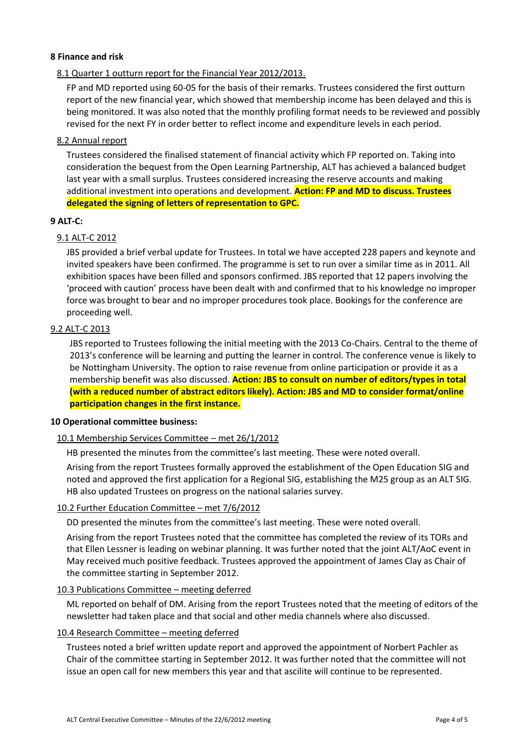## 8 Finance and risk

### 8.1 Quarter 1 outturn report for the Financial Year 2012/2013.

FP and MD reported using 60-05 for the basis of their remarks. Trustees considered the first outturn report of the new financial year, which showed that membership income has been delayed and this is being monitored. It was also noted that the monthly profiling format needs to be reviewed and possibly revised for the next FY in order better to reflect income and expenditure levels in each period.

### 8.2 Annual report

Trustees considered the finalised statement of financial activity which FP reported on. Taking into consideration the bequest from the Open Learning Partnership, ALT has achieved a balanced budget last year with a small surplus. Trustees considered increasing the reserve accounts and making additional investment into operations and development. **Action: FP and MD to discuss. Trustees delegated the signing of letters of representation to GPC.**

## 9 ALT-C:

### 9.1 ALT-C 2012

JBS provided a brief verbal update for Trustees. In total we have accepted 228 papers and keynote and invited speakers have been confirmed. The programme is set to run over a similar time as in 2011. All exhibition spaces have been filled and sponsors confirmed. JBS reported that 12 papers involving the 'proceed with caution' process have been dealt with and confirmed that to his knowledge no improper force was brought to bear and no improper procedures took place. Bookings for the conference are proceeding well.

### 9.2 ALT-C 2013

JBS reported to Trustees following the initial meeting with the 2013 Co-Chairs. Central to the theme of 2013's conference will be learning and putting the learner in control. The conference venue is likely to be Nottingham University. The option to raise revenue from online participation or provide it as a membership benefit was also discussed. **Action: JBS to consult on number of editors/types in total (with a reduced number of abstract editors likely). Action: JBS and MD to consider format/online participation changes in the first instance.**

## 10 Operational committee business:

### 10.1 Membership Services Committee – met 26/1/2012

HB presented the minutes from the committee's last meeting. These were noted overall.

Arising from the report Trustees formally approved the establishment of the Open Education SIG and noted and approved the first application for a Regional SIG, establishing the M25 group as an ALT SIG. HB also updated Trustees on progress on the national salaries survey.

### 10.2 Further Education Committee – met 7/6/2012

DD presented the minutes from the committee's last meeting. These were noted overall.

Arising from the report Trustees noted that the committee has completed the review of its TORs and that Ellen Lessner is leading on webinar planning. It was further noted that the joint ALT/AoC event in May received much positive feedback. Trustees approved the appointment of James Clay as Chair of the committee starting in September 2012.

### 10.3 Publications Committee – meeting deferred

ML reported on behalf of DM. Arising from the report Trustees noted that the meeting of editors of the newsletter had taken place and that social and other media channels where also discussed.

### 10.4 Research Committee – meeting deferred

Trustees noted a brief written update report and approved the appointment of Norbert Pachler as Chair of the committee starting in September 2012. It was further noted that the committee will not issue an open call for new members this year and that ascilite will continue to be represented.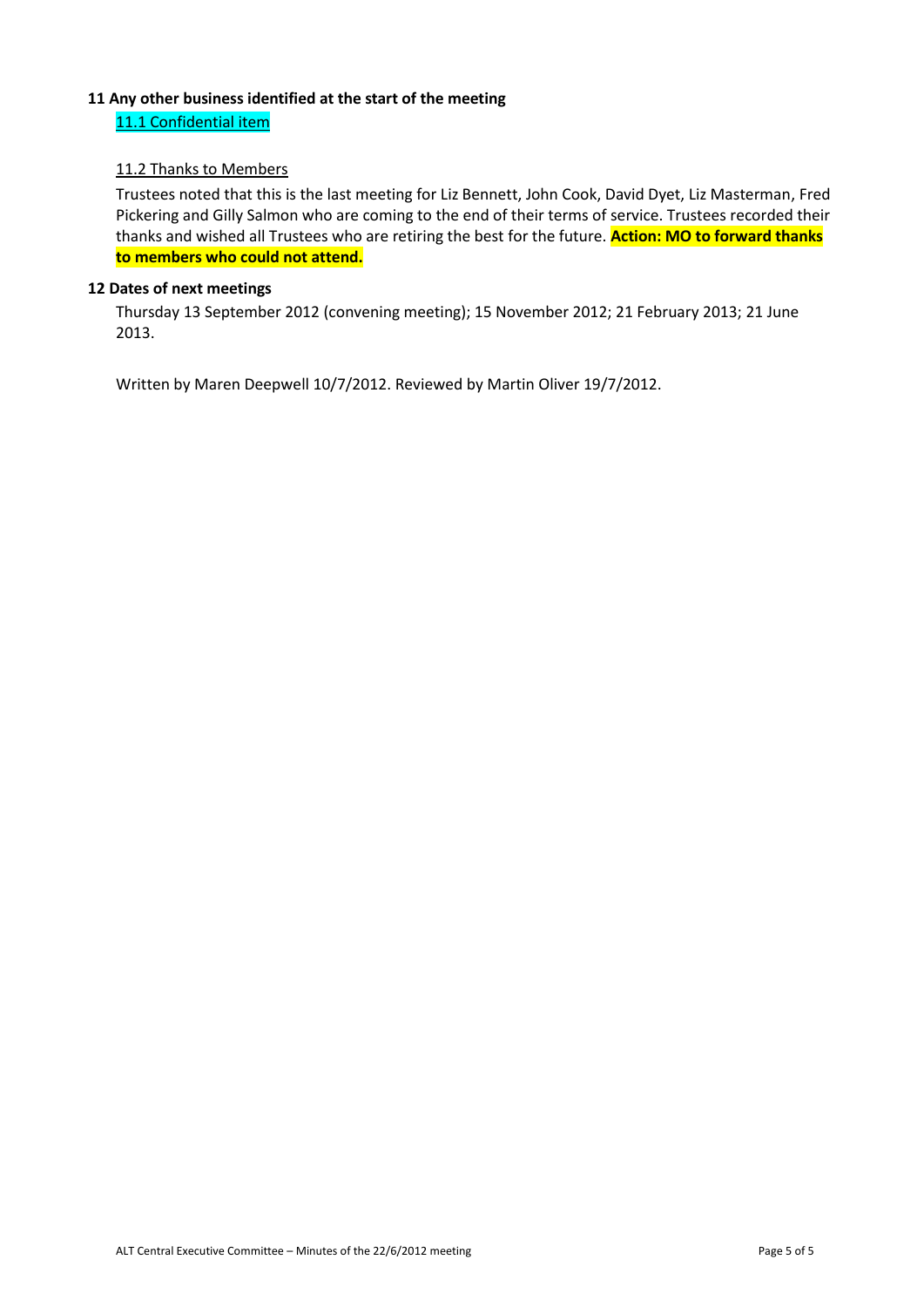**11 Any other business identified at the start of the meeting**

11.1 Confidential item

11.2 Thanks to Members

Trustees noted that this is the last meeting for Liz Bennett, John Cook, David Dyet, Liz Masterman, Fred Pickering and Gilly Salmon who are coming to the end of their terms of service. Trustees recorded their thanks and wished all Trustees who are retiring the best for the future. **Action: MO to forward thanks to members who could not attend.**

**12 Dates of next meetings**

Thursday 13 September 2012 (convening meeting); 15 November 2012; 21 February 2013; 21 June 2013.

Written by Maren Deepwell 10/7/2012. Reviewed by Martin Oliver 19/7/2012.